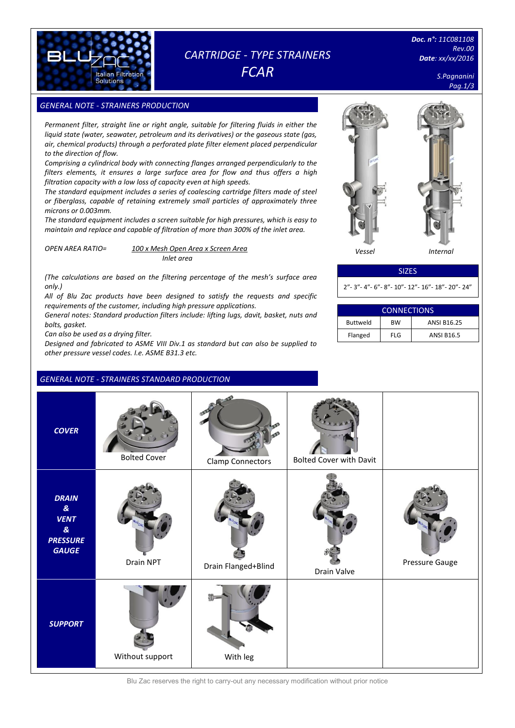# CARTRIDGE - TYPE STRAINERS FCAR

**Doc. n°:** 11C081108
Rev.00
**Date:** xx/xx/2016

S.Pagnanini

## GENERAL NOTE - STRAINERS PRODUCTION

*Permanent filter, straight line or right angle, suitable for filtering fluids in either the liquid state (water, seawater, petroleum and its derivatives) or the gaseous state (gas, air, chemical products) through a perforated plate filter element placed perpendicular to the direction of flow.*

*Comprising a cylindrical body with connecting flanges arranged perpendicularly to the filters elements, it ensures a large surface area for flow and thus offers a high filtration capacity with a low loss of capacity even at high speeds.*

*The standard equipment includes a series of coalescing cartridge filters made of steel or fiberglass, capable of retaining extremely small particles of approximately three microns or 0.003mm.*

*The standard equipment includes a screen suitable for high pressures, which is easy to maintain and replace and capable of filtration of more than 300% of the inlet area.*

$$\text{OPEN AREA RATIO} = \frac{100 \times \text{Mesh Open Area} \times \text{Screen Area}}{\text{Inlet area}}$$

*(The calculations are based on the filtering percentage of the mesh's surface area only.)*

*All of Blu Zac products have been designed to satisfy the requests and specific requirements of the customer, including high pressure applications.*

*General notes: Standard production filters include: lifting lugs, davit, basket, nuts and bolts, gasket.*

*Can also be used as a drying filter.*

*Designed and fabricated to ASME VIII Div.1 as standard but can also be supplied to other pressure vessel codes. I.e. ASME B31.3 etc.*

*Vessel* *Internal*

| SIZES |
| --- |
| 2"- 3"- 4"- 6"- 8"- 10"- 12"- 16"- 18"- 20"- 24" |

| CONNECTIONS | | |
| --- | --- | --- |
| Buttweld | BW | ANSI B16.25 |
| Flanged | FLG | ANSI B16.5 |

## GENERAL NOTE - STRAINERS STANDARD PRODUCTION

| | | | | |
| --- | --- | --- | --- | --- |
| **COVER** | Bolted Cover | Clamp Connectors | Bolted Cover with Davit | |
| **DRAIN & VENT & PRESSURE GAUGE** | Drain NPT | Drain Flanged+Blind | Drain Valve | Pressure Gauge |
| **SUPPORT** | Without support | With leg | | |

Blu Zac reserves the right to carry-out any necessary modification without prior notice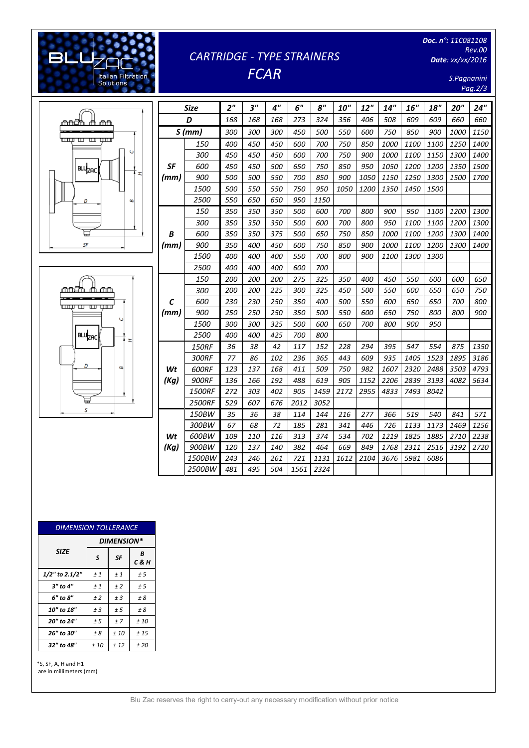# CARTRIDGE - TYPE STRAINERS FCAR

**Doc. n°:** 11C081108
Rev.00
**Date**: xx/xx/2016

S.Pagnanini

| Size | | 2" | 3" | 4" | 6" | 8" | 10" | 12" | 14" | 16" | 18" | 20" | 24" |
|---|---|---|---|---|---|---|---|---|---|---|---|---|---|
| D | | 168 | 168 | 168 | 273 | 324 | 356 | 406 | 508 | 609 | 609 | 660 | 660 |
| S (mm) | | 300 | 300 | 300 | 450 | 500 | 550 | 600 | 750 | 850 | 900 | 1000 | 1150 |
| SF (mm) | 150 | 400 | 450 | 450 | 600 | 700 | 750 | 850 | 1000 | 1100 | 1100 | 1250 | 1400 |
| | 300 | 450 | 450 | 450 | 600 | 700 | 750 | 900 | 1000 | 1100 | 1150 | 1300 | 1400 |
| | 600 | 450 | 450 | 500 | 650 | 750 | 850 | 950 | 1050 | 1200 | 1200 | 1350 | 1500 |
| | 900 | 500 | 500 | 550 | 700 | 850 | 900 | 1050 | 1150 | 1250 | 1300 | 1500 | 1700 |
| | 1500 | 500 | 550 | 550 | 750 | 950 | 1050 | 1200 | 1350 | 1450 | 1500 | | |
| | 2500 | 550 | 650 | 650 | 950 | 1150 | | | | | | | |
| B (mm) | 150 | 350 | 350 | 350 | 500 | 600 | 700 | 800 | 900 | 950 | 1100 | 1200 | 1300 |
| | 300 | 350 | 350 | 350 | 500 | 600 | 700 | 800 | 950 | 1100 | 1100 | 1200 | 1300 |
| | 600 | 350 | 350 | 375 | 500 | 650 | 750 | 850 | 1000 | 1100 | 1200 | 1300 | 1400 |
| | 900 | 350 | 400 | 450 | 600 | 750 | 850 | 900 | 1000 | 1100 | 1200 | 1300 | 1400 |
| | 1500 | 400 | 400 | 400 | 550 | 700 | 800 | 900 | 1100 | 1300 | 1300 | | |
| | 2500 | 400 | 400 | 400 | 600 | 700 | | | | | | | |
| C (mm) | 150 | 200 | 200 | 200 | 275 | 325 | 350 | 400 | 450 | 550 | 600 | 600 | 650 |
| | 300 | 200 | 200 | 225 | 300 | 325 | 450 | 500 | 550 | 600 | 650 | 650 | 750 |
| | 600 | 230 | 230 | 250 | 350 | 400 | 500 | 550 | 600 | 650 | 650 | 700 | 800 |
| | 900 | 250 | 250 | 250 | 350 | 500 | 550 | 600 | 650 | 750 | 800 | 800 | 900 |
| | 1500 | 300 | 300 | 325 | 500 | 600 | 650 | 700 | 800 | 900 | 950 | | |
| | 2500 | 400 | 400 | 425 | 700 | 800 | | | | | | | |
| Wt (Kg) | 150RF | 36 | 38 | 42 | 117 | 152 | 228 | 294 | 395 | 547 | 554 | 875 | 1350 |
| | 300RF | 77 | 86 | 102 | 236 | 365 | 443 | 609 | 935 | 1405 | 1523 | 1895 | 3186 |
| | 600RF | 123 | 137 | 168 | 411 | 509 | 750 | 982 | 1607 | 2320 | 2488 | 3503 | 4793 |
| | 900RF | 136 | 166 | 192 | 488 | 619 | 905 | 1152 | 2206 | 2839 | 3193 | 4082 | 5634 |
| | 1500RF | 272 | 303 | 402 | 905 | 1459 | 2172 | 2955 | 4833 | 7493 | 8042 | | |
| | 2500RF | 529 | 607 | 676 | 2012 | 3052 | | | | | | | |
| Wt (Kg) | 150BW | 35 | 36 | 38 | 114 | 144 | 216 | 277 | 366 | 519 | 540 | 841 | 571 |
| | 300BW | 67 | 68 | 72 | 185 | 281 | 341 | 446 | 726 | 1133 | 1173 | 1469 | 1256 |
| | 600BW | 109 | 110 | 116 | 313 | 374 | 534 | 702 | 1219 | 1825 | 1885 | 2710 | 2238 |
| | 900BW | 120 | 137 | 140 | 382 | 464 | 669 | 849 | 1768 | 2311 | 2516 | 3192 | 2720 |
| | 1500BW | 243 | 246 | 261 | 721 | 1131 | 1612 | 2104 | 3676 | 5981 | 6086 | | |
| | 2500BW | 481 | 495 | 504 | 1561 | 2324 | | | | | | | |

**DIMENSION TOLLERANCE**

| SIZE | DIMENSION* | | |
|---|---|---|---|
| | S | SF | B C & H |
| 1/2" to 2.1/2" | ± 1 | ± 1 | ± 5 |
| 3" to 4" | ± 1 | ± 2 | ± 5 |
| 6" to 8" | ± 2 | ± 3 | ± 8 |
| 10" to 18" | ± 3 | ± 5 | ± 8 |
| 20" to 24" | ± 5 | ± 7 | ± 10 |
| 26" to 30" | ± 8 | ± 10 | ± 15 |
| 32" to 48" | ± 10 | ± 12 | ± 20 |

*S, SF, A, H and H1 are in millimeters (mm)

Blu Zac reserves the right to carry-out any necessary modification without prior notice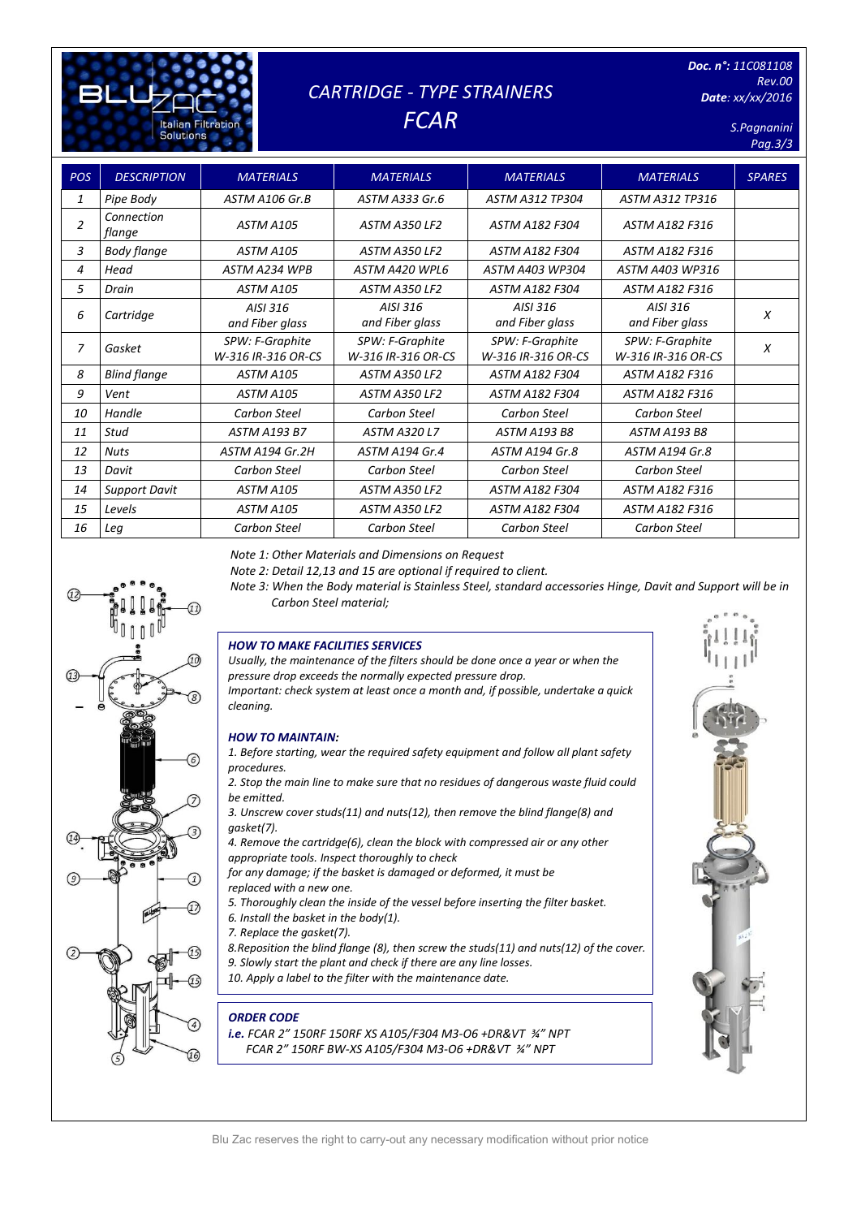# CARTRIDGE - TYPE STRAINERS

## FCAR

| POS | DESCRIPTION | MATERIALS | MATERIALS | MATERIALS | MATERIALS | SPARES |
|---|---|---|---|---|---|---|
| 1 | Pipe Body | ASTM A106 Gr.B | ASTM A333 Gr.6 | ASTM A312 TP304 | ASTM A312 TP316 | |
| 2 | Connection flange | ASTM A105 | ASTM A350 LF2 | ASTM A182 F304 | ASTM A182 F316 | |
| 3 | Body flange | ASTM A105 | ASTM A350 LF2 | ASTM A182 F304 | ASTM A182 F316 | |
| 4 | Head | ASTM A234 WPB | ASTM A420 WPL6 | ASTM A403 WP304 | ASTM A403 WP316 | |
| 5 | Drain | ASTM A105 | ASTM A350 LF2 | ASTM A182 F304 | ASTM A182 F316 | |
| 6 | Cartridge | AISI 316 and Fiber glass | AISI 316 and Fiber glass | AISI 316 and Fiber glass | AISI 316 and Fiber glass | X |
| 7 | Gasket | SPW: F-Graphite W-316 IR-316 OR-CS | SPW: F-Graphite W-316 IR-316 OR-CS | SPW: F-Graphite W-316 IR-316 OR-CS | SPW: F-Graphite W-316 IR-316 OR-CS | X |
| 8 | Blind flange | ASTM A105 | ASTM A350 LF2 | ASTM A182 F304 | ASTM A182 F316 | |
| 9 | Vent | ASTM A105 | ASTM A350 LF2 | ASTM A182 F304 | ASTM A182 F316 | |
| 10 | Handle | Carbon Steel | Carbon Steel | Carbon Steel | Carbon Steel | |
| 11 | Stud | ASTM A193 B7 | ASTM A320 L7 | ASTM A193 B8 | ASTM A193 B8 | |
| 12 | Nuts | ASTM A194 Gr.2H | ASTM A194 Gr.4 | ASTM A194 Gr.8 | ASTM A194 Gr.8 | |
| 13 | Davit | Carbon Steel | Carbon Steel | Carbon Steel | Carbon Steel | |
| 14 | Support Davit | ASTM A105 | ASTM A350 LF2 | ASTM A182 F304 | ASTM A182 F316 | |
| 15 | Levels | ASTM A105 | ASTM A350 LF2 | ASTM A182 F304 | ASTM A182 F316 | |
| 16 | Leg | Carbon Steel | Carbon Steel | Carbon Steel | Carbon Steel | |

*Note 1: Other Materials and Dimensions on Request*

*Note 2: Detail 12,13 and 15 are optional if required to client.*

*Note 3: When the Body material is Stainless Steel, standard accessories Hinge, Davit and Support will be in Carbon Steel material;*

### HOW TO MAKE FACILITIES SERVICES

*Usually, the maintenance of the filters should be done once a year or when the pressure drop exceeds the normally expected pressure drop.*
*Important: check system at least once a month and, if possible, undertake a quick cleaning.*

### HOW TO MAINTAIN:

1. Before starting, wear the required safety equipment and follow all plant safety procedures.
2. Stop the main line to make sure that no residues of dangerous waste fluid could be emitted.
3. Unscrew cover studs(11) and nuts(12), then remove the blind flange(8) and gasket(7).
4. Remove the cartridge(6), clean the block with compressed air or any other appropriate tools. Inspect thoroughly to check for any damage; if the basket is damaged or deformed, it must be replaced with a new one.
5. Thoroughly clean the inside of the vessel before inserting the filter basket.
6. Install the basket in the body(1).
7. Replace the gasket(7).
8. Reposition the blind flange (8), then screw the studs(11) and nuts(12) of the cover.
9. Slowly start the plant and check if there are any line losses.
10. Apply a label to the filter with the maintenance date.

### ORDER CODE

***i.e.*** *FCAR 2" 150RF 150RF XS A105/F304 M3-O6 +DR&VT ¾" NPT*
*FCAR 2" 150RF BW-XS A105/F304 M3-O6 +DR&VT ¾" NPT*

Blu Zac reserves the right to carry-out any necessary modification without prior notice